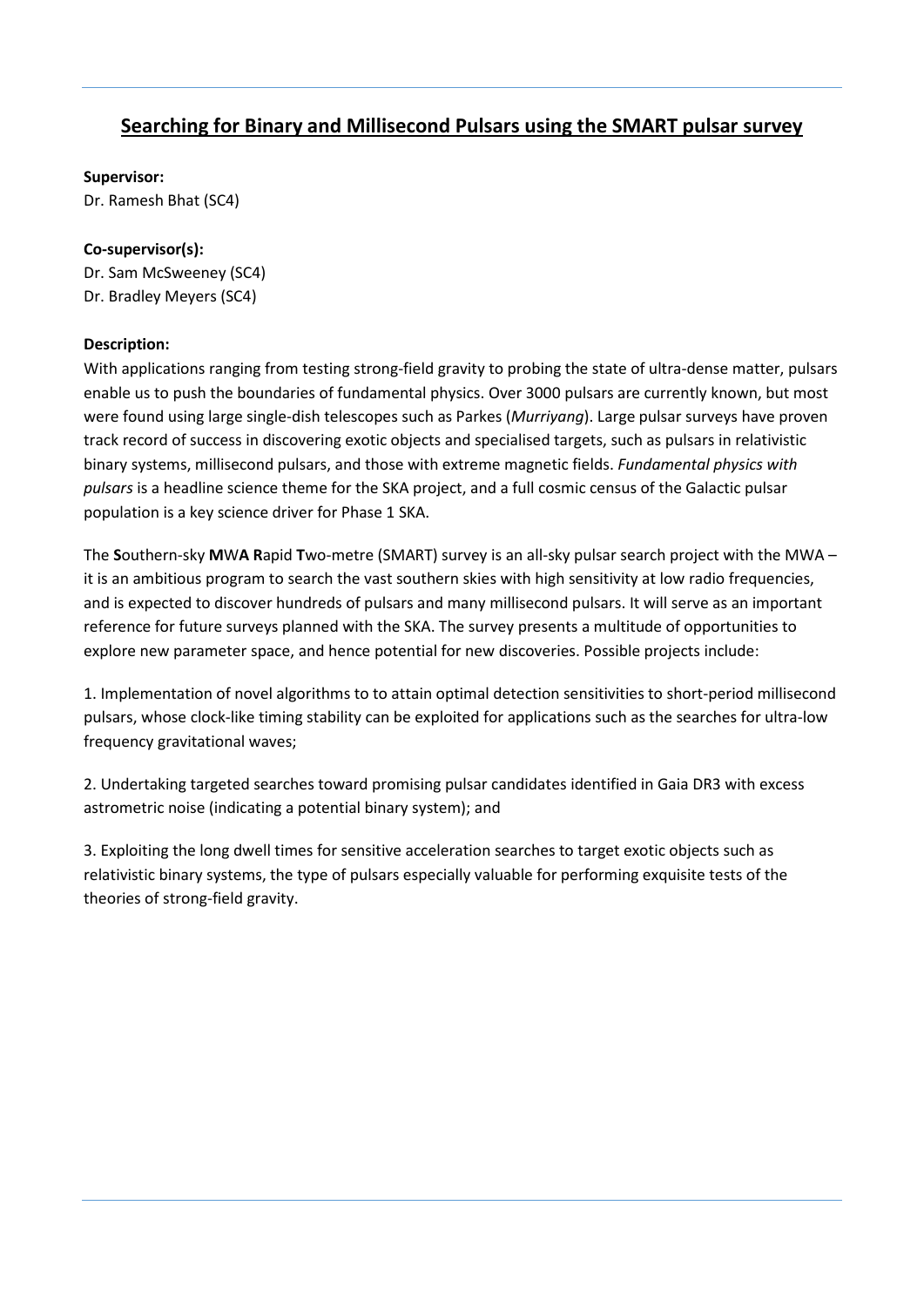## Searching for Binary and Millisecond Pulsars using the SMART pulsar survey

**Supervisor:**
Dr. Ramesh Bhat (SC4)

**Co-supervisor(s):**
Dr. Sam McSweeney (SC4)
Dr. Bradley Meyers (SC4)

**Description:**
With applications ranging from testing strong-field gravity to probing the state of ultra-dense matter, pulsars enable us to push the boundaries of fundamental physics. Over 3000 pulsars are currently known, but most were found using large single-dish telescopes such as Parkes (*Murriyang*). Large pulsar surveys have proven track record of success in discovering exotic objects and specialised targets, such as pulsars in relativistic binary systems, millisecond pulsars, and those with extreme magnetic fields. *Fundamental physics with pulsars* is a headline science theme for the SKA project, and a full cosmic census of the Galactic pulsar population is a key science driver for Phase 1 SKA.

The **S**outhern-sky **M**W**A** **R**apid **T**wo-metre (SMART) survey is an all-sky pulsar search project with the MWA – it is an ambitious program to search the vast southern skies with high sensitivity at low radio frequencies, and is expected to discover hundreds of pulsars and many millisecond pulsars. It will serve as an important reference for future surveys planned with the SKA. The survey presents a multitude of opportunities to explore new parameter space, and hence potential for new discoveries. Possible projects include:

1. Implementation of novel algorithms to to attain optimal detection sensitivities to short-period millisecond pulsars, whose clock-like timing stability can be exploited for applications such as the searches for ultra-low frequency gravitational waves;

2. Undertaking targeted searches toward promising pulsar candidates identified in Gaia DR3 with excess astrometric noise (indicating a potential binary system); and

3. Exploiting the long dwell times for sensitive acceleration searches to target exotic objects such as relativistic binary systems, the type of pulsars especially valuable for performing exquisite tests of the theories of strong-field gravity.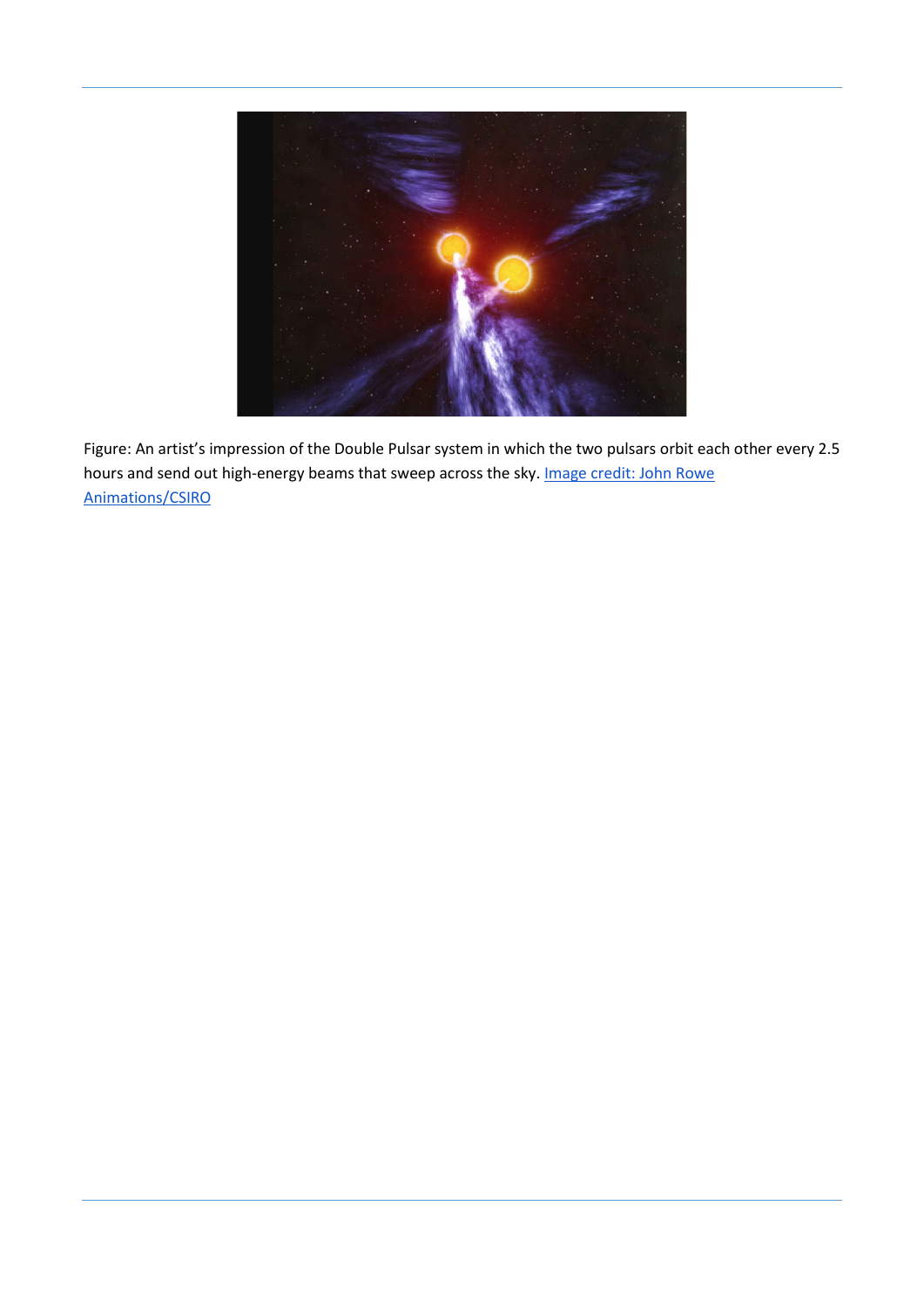Figure: An artist's impression of the Double Pulsar system in which the two pulsars orbit each other every 2.5 hours and send out high-energy beams that sweep across the sky. [Image credit: John Rowe Animations/CSIRO]